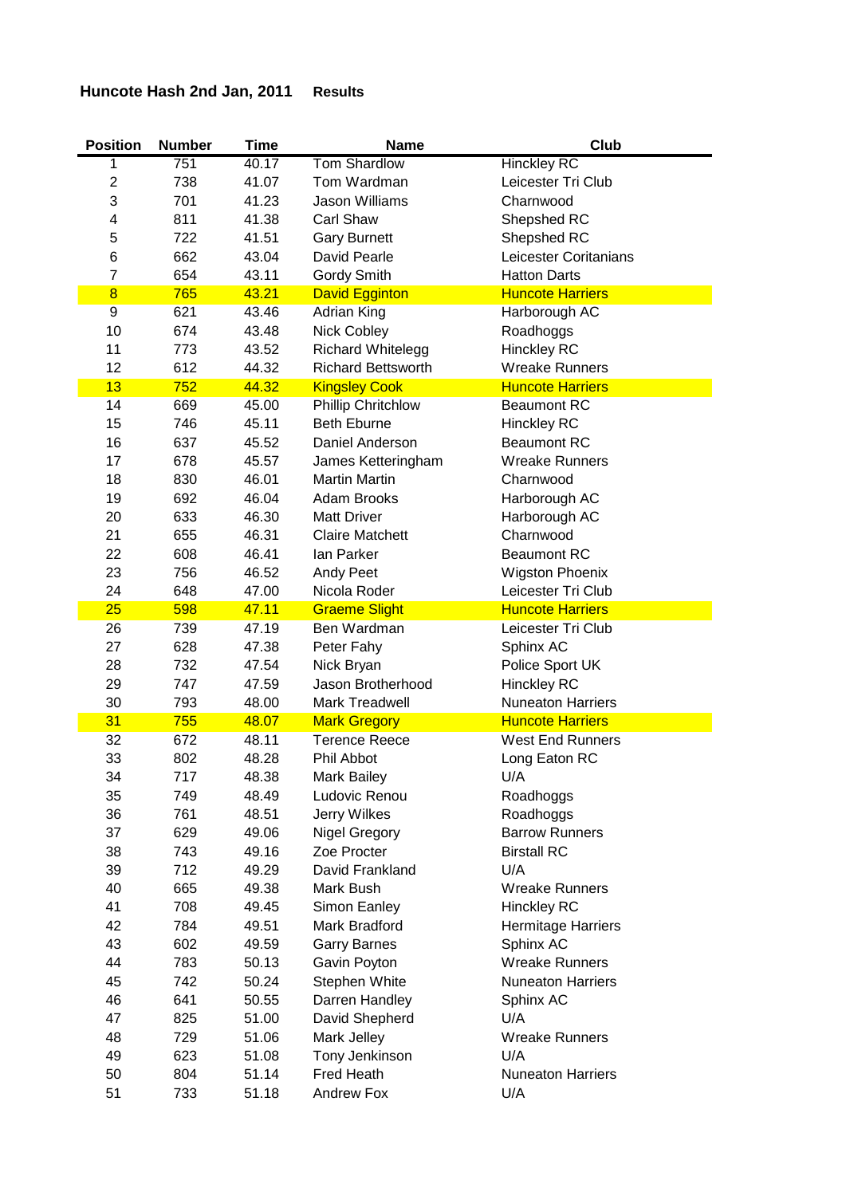# Huncote Hash 2nd Jan, 2011 Results

| Position | Number | Time | Name | Club |
|---|---|---|---|---|
| 1 | 751 | 40.17 | Tom Shardlow | Hinckley RC |
| 2 | 738 | 41.07 | Tom Wardman | Leicester Tri Club |
| 3 | 701 | 41.23 | Jason Williams | Charnwood |
| 4 | 811 | 41.38 | Carl Shaw | Shepshed RC |
| 5 | 722 | 41.51 | Gary Burnett | Shepshed RC |
| 6 | 662 | 43.04 | David Pearle | Leicester Coritanians |
| 7 | 654 | 43.11 | Gordy Smith | Hatton Darts |
| 8 | 765 | 43.21 | David Egginton | Huncote Harriers |
| 9 | 621 | 43.46 | Adrian King | Harborough AC |
| 10 | 674 | 43.48 | Nick Cobley | Roadhoggs |
| 11 | 773 | 43.52 | Richard Whitelegg | Hinckley RC |
| 12 | 612 | 44.32 | Richard Bettsworth | Wreake Runners |
| 13 | 752 | 44.32 | Kingsley Cook | Huncote Harriers |
| 14 | 669 | 45.00 | Phillip Chritchlow | Beaumont RC |
| 15 | 746 | 45.11 | Beth Eburne | Hinckley RC |
| 16 | 637 | 45.52 | Daniel Anderson | Beaumont RC |
| 17 | 678 | 45.57 | James Ketteringham | Wreake Runners |
| 18 | 830 | 46.01 | Martin Martin | Charnwood |
| 19 | 692 | 46.04 | Adam Brooks | Harborough AC |
| 20 | 633 | 46.30 | Matt Driver | Harborough AC |
| 21 | 655 | 46.31 | Claire Matchett | Charnwood |
| 22 | 608 | 46.41 | Ian Parker | Beaumont RC |
| 23 | 756 | 46.52 | Andy Peet | Wigston Phoenix |
| 24 | 648 | 47.00 | Nicola Roder | Leicester Tri Club |
| 25 | 598 | 47.11 | Graeme Slight | Huncote Harriers |
| 26 | 739 | 47.19 | Ben Wardman | Leicester Tri Club |
| 27 | 628 | 47.38 | Peter Fahy | Sphinx AC |
| 28 | 732 | 47.54 | Nick Bryan | Police Sport UK |
| 29 | 747 | 47.59 | Jason Brotherhood | Hinckley RC |
| 30 | 793 | 48.00 | Mark Treadwell | Nuneaton Harriers |
| 31 | 755 | 48.07 | Mark Gregory | Huncote Harriers |
| 32 | 672 | 48.11 | Terence Reece | West End Runners |
| 33 | 802 | 48.28 | Phil Abbot | Long Eaton RC |
| 34 | 717 | 48.38 | Mark Bailey | U/A |
| 35 | 749 | 48.49 | Ludovic Renou | Roadhoggs |
| 36 | 761 | 48.51 | Jerry Wilkes | Roadhoggs |
| 37 | 629 | 49.06 | Nigel Gregory | Barrow Runners |
| 38 | 743 | 49.16 | Zoe Procter | Birstall RC |
| 39 | 712 | 49.29 | David Frankland | U/A |
| 40 | 665 | 49.38 | Mark Bush | Wreake Runners |
| 41 | 708 | 49.45 | Simon Eanley | Hinckley RC |
| 42 | 784 | 49.51 | Mark Bradford | Hermitage Harriers |
| 43 | 602 | 49.59 | Garry Barnes | Sphinx AC |
| 44 | 783 | 50.13 | Gavin Poyton | Wreake Runners |
| 45 | 742 | 50.24 | Stephen White | Nuneaton Harriers |
| 46 | 641 | 50.55 | Darren Handley | Sphinx AC |
| 47 | 825 | 51.00 | David Shepherd | U/A |
| 48 | 729 | 51.06 | Mark Jelley | Wreake Runners |
| 49 | 623 | 51.08 | Tony Jenkinson | U/A |
| 50 | 804 | 51.14 | Fred Heath | Nuneaton Harriers |
| 51 | 733 | 51.18 | Andrew Fox | U/A |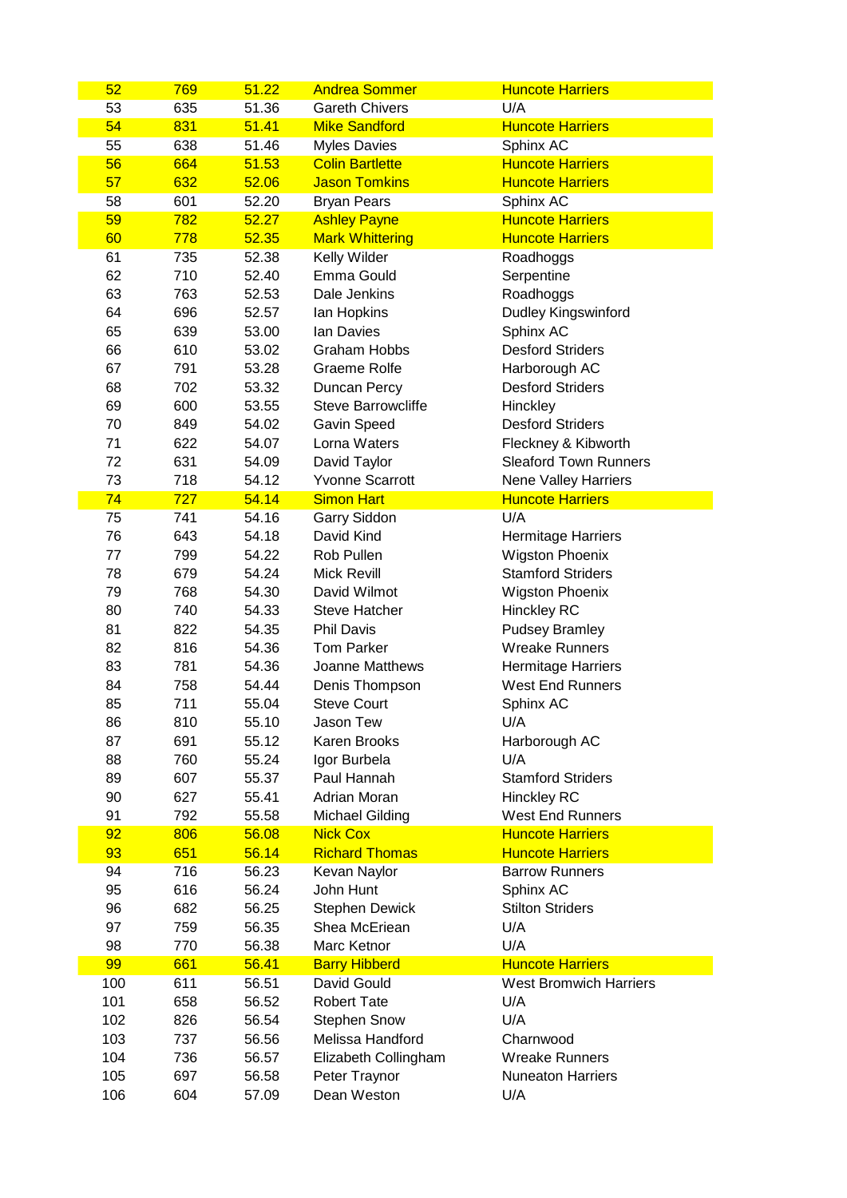| 52 | 769 | 51.22 | Andrea Sommer | Huncote Harriers |
|---|---|---|---|---|
| 53 | 635 | 51.36 | Gareth Chivers | U/A |
| 54 | 831 | 51.41 | Mike Sandford | Huncote Harriers |
| 55 | 638 | 51.46 | Myles Davies | Sphinx AC |
| 56 | 664 | 51.53 | Colin Bartlette | Huncote Harriers |
| 57 | 632 | 52.06 | Jason Tomkins | Huncote Harriers |
| 58 | 601 | 52.20 | Bryan Pears | Sphinx AC |
| 59 | 782 | 52.27 | Ashley Payne | Huncote Harriers |
| 60 | 778 | 52.35 | Mark Whittering | Huncote Harriers |
| 61 | 735 | 52.38 | Kelly Wilder | Roadhoggs |
| 62 | 710 | 52.40 | Emma Gould | Serpentine |
| 63 | 763 | 52.53 | Dale Jenkins | Roadhoggs |
| 64 | 696 | 52.57 | Ian Hopkins | Dudley Kingswinford |
| 65 | 639 | 53.00 | Ian Davies | Sphinx AC |
| 66 | 610 | 53.02 | Graham Hobbs | Desford Striders |
| 67 | 791 | 53.28 | Graeme Rolfe | Harborough AC |
| 68 | 702 | 53.32 | Duncan Percy | Desford Striders |
| 69 | 600 | 53.55 | Steve Barrowcliffe | Hinckley |
| 70 | 849 | 54.02 | Gavin Speed | Desford Striders |
| 71 | 622 | 54.07 | Lorna Waters | Fleckney & Kibworth |
| 72 | 631 | 54.09 | David Taylor | Sleaford Town Runners |
| 73 | 718 | 54.12 | Yvonne Scarrott | Nene Valley Harriers |
| 74 | 727 | 54.14 | Simon Hart | Huncote Harriers |
| 75 | 741 | 54.16 | Garry Siddon | U/A |
| 76 | 643 | 54.18 | David Kind | Hermitage Harriers |
| 77 | 799 | 54.22 | Rob Pullen | Wigston Phoenix |
| 78 | 679 | 54.24 | Mick Revill | Stamford Striders |
| 79 | 768 | 54.30 | David Wilmot | Wigston Phoenix |
| 80 | 740 | 54.33 | Steve Hatcher | Hinckley RC |
| 81 | 822 | 54.35 | Phil Davis | Pudsey Bramley |
| 82 | 816 | 54.36 | Tom Parker | Wreake Runners |
| 83 | 781 | 54.36 | Joanne Matthews | Hermitage Harriers |
| 84 | 758 | 54.44 | Denis Thompson | West End Runners |
| 85 | 711 | 55.04 | Steve Court | Sphinx AC |
| 86 | 810 | 55.10 | Jason Tew | U/A |
| 87 | 691 | 55.12 | Karen Brooks | Harborough AC |
| 88 | 760 | 55.24 | Igor Burbela | U/A |
| 89 | 607 | 55.37 | Paul Hannah | Stamford Striders |
| 90 | 627 | 55.41 | Adrian Moran | Hinckley RC |
| 91 | 792 | 55.58 | Michael Gilding | West End Runners |
| 92 | 806 | 56.08 | Nick Cox | Huncote Harriers |
| 93 | 651 | 56.14 | Richard Thomas | Huncote Harriers |
| 94 | 716 | 56.23 | Kevan Naylor | Barrow Runners |
| 95 | 616 | 56.24 | John Hunt | Sphinx AC |
| 96 | 682 | 56.25 | Stephen Dewick | Stilton Striders |
| 97 | 759 | 56.35 | Shea McEriean | U/A |
| 98 | 770 | 56.38 | Marc Ketnor | U/A |
| 99 | 661 | 56.41 | Barry Hibberd | Huncote Harriers |
| 100 | 611 | 56.51 | David Gould | West Bromwich Harriers |
| 101 | 658 | 56.52 | Robert Tate | U/A |
| 102 | 826 | 56.54 | Stephen Snow | U/A |
| 103 | 737 | 56.56 | Melissa Handford | Charnwood |
| 104 | 736 | 56.57 | Elizabeth Collingham | Wreake Runners |
| 105 | 697 | 56.58 | Peter Traynor | Nuneaton Harriers |
| 106 | 604 | 57.09 | Dean Weston | U/A |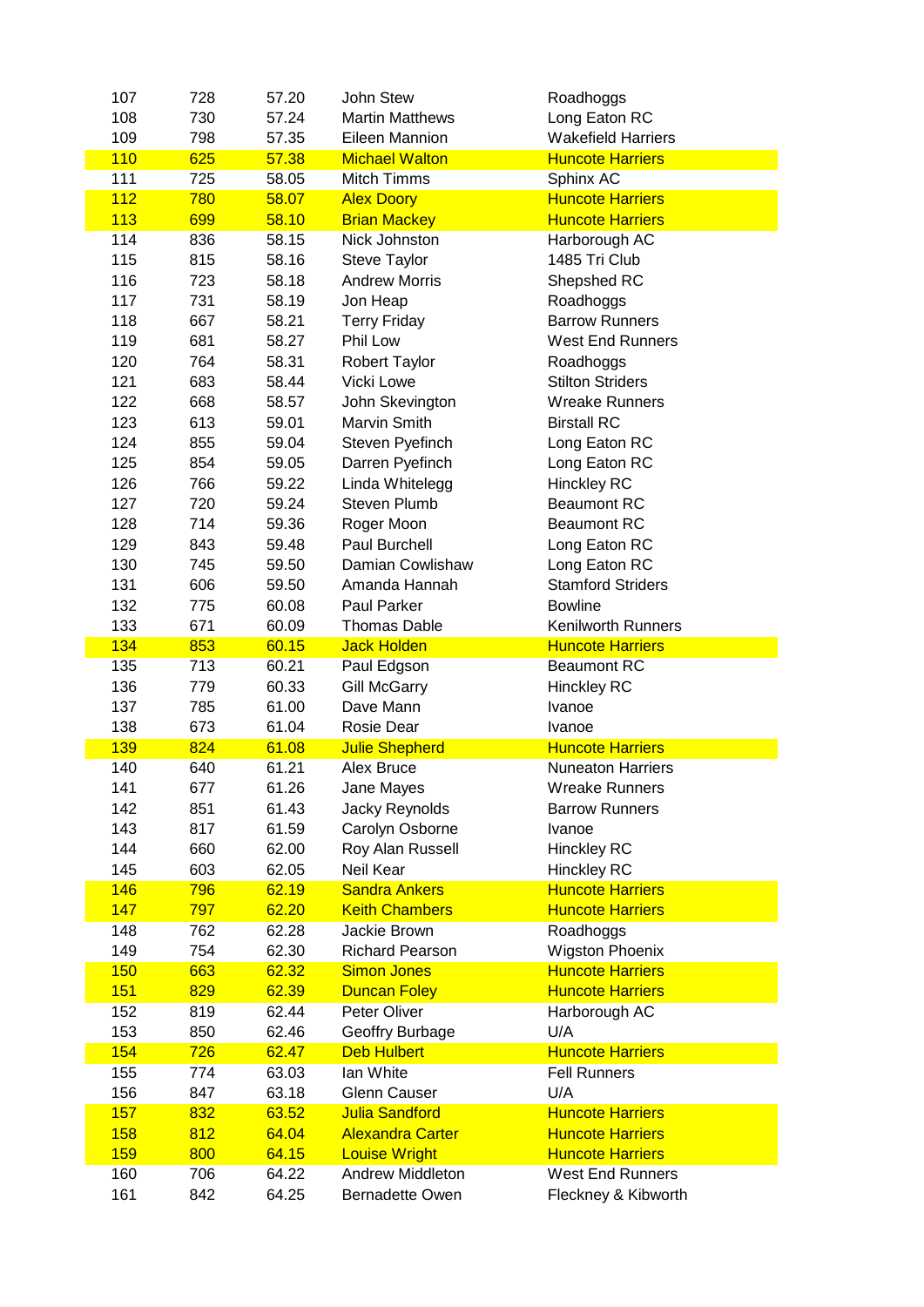| | | | | |
|---|---|---|---|---|
| 107 | 728 | 57.20 | John Stew | Roadhoggs |
| 108 | 730 | 57.24 | Martin Matthews | Long Eaton RC |
| 109 | 798 | 57.35 | Eileen Mannion | Wakefield Harriers |
| 110 | 625 | 57.38 | Michael Walton | Huncote Harriers |
| 111 | 725 | 58.05 | Mitch Timms | Sphinx AC |
| 112 | 780 | 58.07 | Alex Doory | Huncote Harriers |
| 113 | 699 | 58.10 | Brian Mackey | Huncote Harriers |
| 114 | 836 | 58.15 | Nick Johnston | Harborough AC |
| 115 | 815 | 58.16 | Steve Taylor | 1485 Tri Club |
| 116 | 723 | 58.18 | Andrew Morris | Shepshed RC |
| 117 | 731 | 58.19 | Jon Heap | Roadhoggs |
| 118 | 667 | 58.21 | Terry Friday | Barrow Runners |
| 119 | 681 | 58.27 | Phil Low | West End Runners |
| 120 | 764 | 58.31 | Robert Taylor | Roadhoggs |
| 121 | 683 | 58.44 | Vicki Lowe | Stilton Striders |
| 122 | 668 | 58.57 | John Skevington | Wreake Runners |
| 123 | 613 | 59.01 | Marvin Smith | Birstall RC |
| 124 | 855 | 59.04 | Steven Pyefinch | Long Eaton RC |
| 125 | 854 | 59.05 | Darren Pyefinch | Long Eaton RC |
| 126 | 766 | 59.22 | Linda Whitelegg | Hinckley RC |
| 127 | 720 | 59.24 | Steven Plumb | Beaumont RC |
| 128 | 714 | 59.36 | Roger Moon | Beaumont RC |
| 129 | 843 | 59.48 | Paul Burchell | Long Eaton RC |
| 130 | 745 | 59.50 | Damian Cowlishaw | Long Eaton RC |
| 131 | 606 | 59.50 | Amanda Hannah | Stamford Striders |
| 132 | 775 | 60.08 | Paul Parker | Bowline |
| 133 | 671 | 60.09 | Thomas Dable | Kenilworth Runners |
| 134 | 853 | 60.15 | Jack Holden | Huncote Harriers |
| 135 | 713 | 60.21 | Paul Edgson | Beaumont RC |
| 136 | 779 | 60.33 | Gill McGarry | Hinckley RC |
| 137 | 785 | 61.00 | Dave Mann | Ivanoe |
| 138 | 673 | 61.04 | Rosie Dear | Ivanoe |
| 139 | 824 | 61.08 | Julie Shepherd | Huncote Harriers |
| 140 | 640 | 61.21 | Alex Bruce | Nuneaton Harriers |
| 141 | 677 | 61.26 | Jane Mayes | Wreake Runners |
| 142 | 851 | 61.43 | Jacky Reynolds | Barrow Runners |
| 143 | 817 | 61.59 | Carolyn Osborne | Ivanoe |
| 144 | 660 | 62.00 | Roy Alan Russell | Hinckley RC |
| 145 | 603 | 62.05 | Neil Kear | Hinckley RC |
| 146 | 796 | 62.19 | Sandra Ankers | Huncote Harriers |
| 147 | 797 | 62.20 | Keith Chambers | Huncote Harriers |
| 148 | 762 | 62.28 | Jackie Brown | Roadhoggs |
| 149 | 754 | 62.30 | Richard Pearson | Wigston Phoenix |
| 150 | 663 | 62.32 | Simon Jones | Huncote Harriers |
| 151 | 829 | 62.39 | Duncan Foley | Huncote Harriers |
| 152 | 819 | 62.44 | Peter Oliver | Harborough AC |
| 153 | 850 | 62.46 | Geoffry Burbage | U/A |
| 154 | 726 | 62.47 | Deb Hulbert | Huncote Harriers |
| 155 | 774 | 63.03 | Ian White | Fell Runners |
| 156 | 847 | 63.18 | Glenn Causer | U/A |
| 157 | 832 | 63.52 | Julia Sandford | Huncote Harriers |
| 158 | 812 | 64.04 | Alexandra Carter | Huncote Harriers |
| 159 | 800 | 64.15 | Louise Wright | Huncote Harriers |
| 160 | 706 | 64.22 | Andrew Middleton | West End Runners |
| 161 | 842 | 64.25 | Bernadette Owen | Fleckney & Kibworth |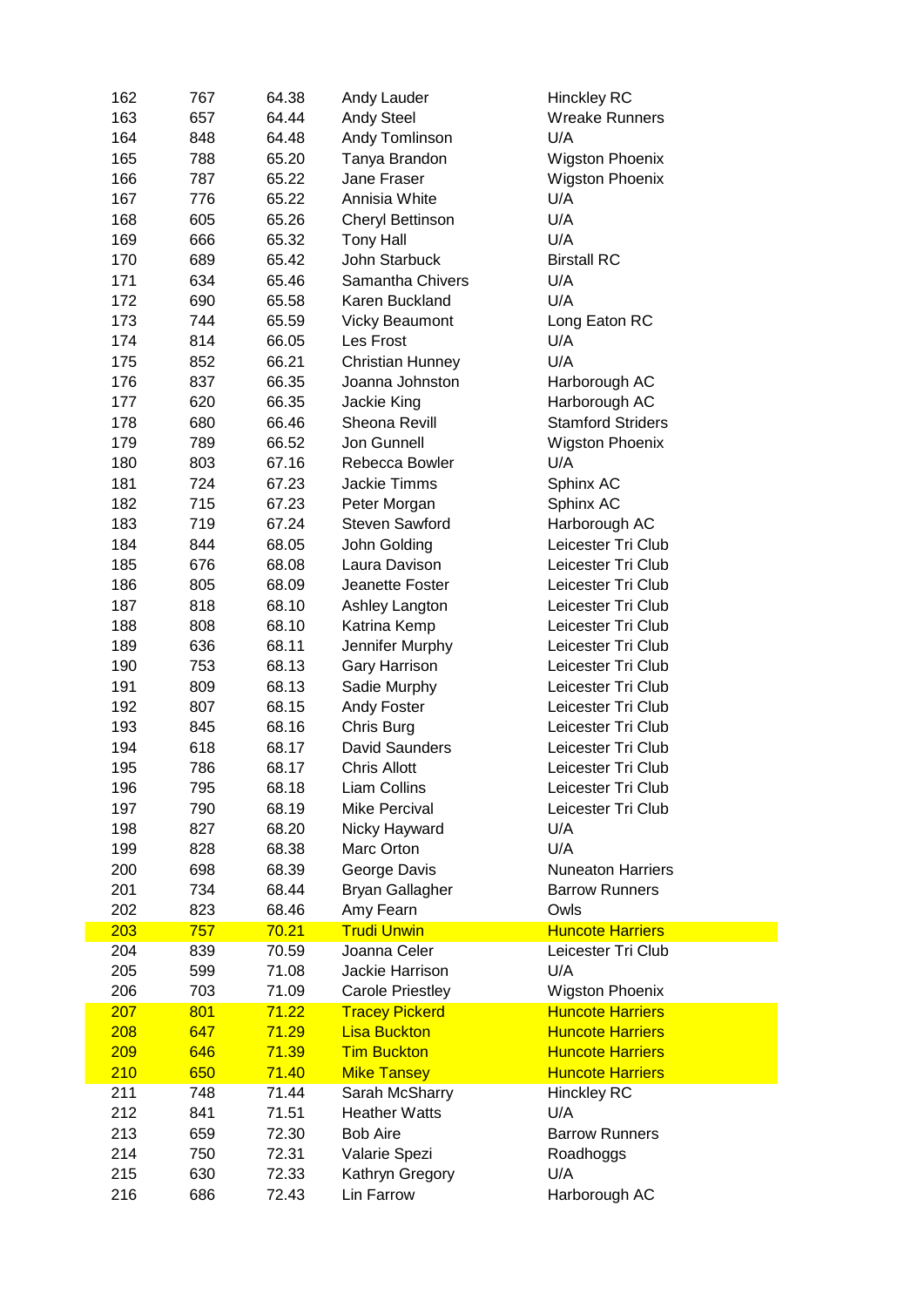| 162 | 767 | 64.38 | Andy Lauder | Hinckley RC |
|---|---|---|---|---|
| 163 | 657 | 64.44 | Andy Steel | Wreake Runners |
| 164 | 848 | 64.48 | Andy Tomlinson | U/A |
| 165 | 788 | 65.20 | Tanya Brandon | Wigston Phoenix |
| 166 | 787 | 65.22 | Jane Fraser | Wigston Phoenix |
| 167 | 776 | 65.22 | Annisia White | U/A |
| 168 | 605 | 65.26 | Cheryl Bettinson | U/A |
| 169 | 666 | 65.32 | Tony Hall | U/A |
| 170 | 689 | 65.42 | John Starbuck | Birstall RC |
| 171 | 634 | 65.46 | Samantha Chivers | U/A |
| 172 | 690 | 65.58 | Karen Buckland | U/A |
| 173 | 744 | 65.59 | Vicky Beaumont | Long Eaton RC |
| 174 | 814 | 66.05 | Les Frost | U/A |
| 175 | 852 | 66.21 | Christian Hunney | U/A |
| 176 | 837 | 66.35 | Joanna Johnston | Harborough AC |
| 177 | 620 | 66.35 | Jackie King | Harborough AC |
| 178 | 680 | 66.46 | Sheona Revill | Stamford Striders |
| 179 | 789 | 66.52 | Jon Gunnell | Wigston Phoenix |
| 180 | 803 | 67.16 | Rebecca Bowler | U/A |
| 181 | 724 | 67.23 | Jackie Timms | Sphinx AC |
| 182 | 715 | 67.23 | Peter Morgan | Sphinx AC |
| 183 | 719 | 67.24 | Steven Sawford | Harborough AC |
| 184 | 844 | 68.05 | John Golding | Leicester Tri Club |
| 185 | 676 | 68.08 | Laura Davison | Leicester Tri Club |
| 186 | 805 | 68.09 | Jeanette Foster | Leicester Tri Club |
| 187 | 818 | 68.10 | Ashley Langton | Leicester Tri Club |
| 188 | 808 | 68.10 | Katrina Kemp | Leicester Tri Club |
| 189 | 636 | 68.11 | Jennifer Murphy | Leicester Tri Club |
| 190 | 753 | 68.13 | Gary Harrison | Leicester Tri Club |
| 191 | 809 | 68.13 | Sadie Murphy | Leicester Tri Club |
| 192 | 807 | 68.15 | Andy Foster | Leicester Tri Club |
| 193 | 845 | 68.16 | Chris Burg | Leicester Tri Club |
| 194 | 618 | 68.17 | David Saunders | Leicester Tri Club |
| 195 | 786 | 68.17 | Chris Allott | Leicester Tri Club |
| 196 | 795 | 68.18 | Liam Collins | Leicester Tri Club |
| 197 | 790 | 68.19 | Mike Percival | Leicester Tri Club |
| 198 | 827 | 68.20 | Nicky Hayward | U/A |
| 199 | 828 | 68.38 | Marc Orton | U/A |
| 200 | 698 | 68.39 | George Davis | Nuneaton Harriers |
| 201 | 734 | 68.44 | Bryan Gallagher | Barrow Runners |
| 202 | 823 | 68.46 | Amy Fearn | Owls |
| 203 | 757 | 70.21 | Trudi Unwin | Huncote Harriers |
| 204 | 839 | 70.59 | Joanna Celer | Leicester Tri Club |
| 205 | 599 | 71.08 | Jackie Harrison | U/A |
| 206 | 703 | 71.09 | Carole Priestley | Wigston Phoenix |
| 207 | 801 | 71.22 | Tracey Pickerd | Huncote Harriers |
| 208 | 647 | 71.29 | Lisa Buckton | Huncote Harriers |
| 209 | 646 | 71.39 | Tim Buckton | Huncote Harriers |
| 210 | 650 | 71.40 | Mike Tansey | Huncote Harriers |
| 211 | 748 | 71.44 | Sarah McSharry | Hinckley RC |
| 212 | 841 | 71.51 | Heather Watts | U/A |
| 213 | 659 | 72.30 | Bob Aire | Barrow Runners |
| 214 | 750 | 72.31 | Valarie Spezi | Roadhoggs |
| 215 | 630 | 72.33 | Kathryn Gregory | U/A |
| 216 | 686 | 72.43 | Lin Farrow | Harborough AC |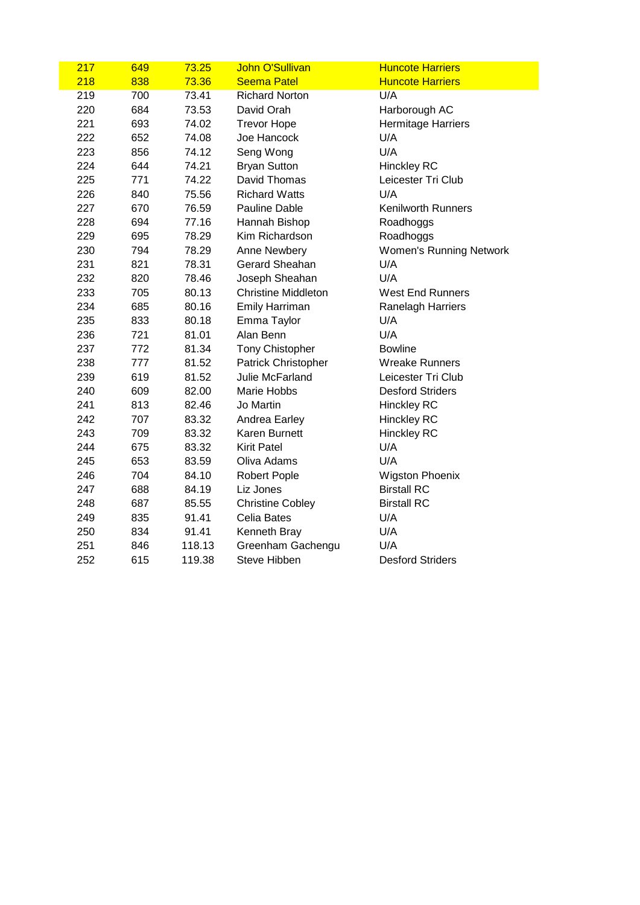| | | | | |
|---|---|---|---|---|
| 217 | 649 | 73.25 | John O'Sullivan | Huncote Harriers |
| 218 | 838 | 73.36 | Seema Patel | Huncote Harriers |
| 219 | 700 | 73.41 | Richard Norton | U/A |
| 220 | 684 | 73.53 | David Orah | Harborough AC |
| 221 | 693 | 74.02 | Trevor Hope | Hermitage Harriers |
| 222 | 652 | 74.08 | Joe Hancock | U/A |
| 223 | 856 | 74.12 | Seng Wong | U/A |
| 224 | 644 | 74.21 | Bryan Sutton | Hinckley RC |
| 225 | 771 | 74.22 | David Thomas | Leicester Tri Club |
| 226 | 840 | 75.56 | Richard Watts | U/A |
| 227 | 670 | 76.59 | Pauline Dable | Kenilworth Runners |
| 228 | 694 | 77.16 | Hannah Bishop | Roadhoggs |
| 229 | 695 | 78.29 | Kim Richardson | Roadhoggs |
| 230 | 794 | 78.29 | Anne Newbery | Women's Running Network |
| 231 | 821 | 78.31 | Gerard Sheahan | U/A |
| 232 | 820 | 78.46 | Joseph Sheahan | U/A |
| 233 | 705 | 80.13 | Christine Middleton | West End Runners |
| 234 | 685 | 80.16 | Emily Harriman | Ranelagh Harriers |
| 235 | 833 | 80.18 | Emma Taylor | U/A |
| 236 | 721 | 81.01 | Alan Benn | U/A |
| 237 | 772 | 81.34 | Tony Chistopher | Bowline |
| 238 | 777 | 81.52 | Patrick Christopher | Wreake Runners |
| 239 | 619 | 81.52 | Julie McFarland | Leicester Tri Club |
| 240 | 609 | 82.00 | Marie Hobbs | Desford Striders |
| 241 | 813 | 82.46 | Jo Martin | Hinckley RC |
| 242 | 707 | 83.32 | Andrea Earley | Hinckley RC |
| 243 | 709 | 83.32 | Karen Burnett | Hinckley RC |
| 244 | 675 | 83.32 | Kirit Patel | U/A |
| 245 | 653 | 83.59 | Oliva Adams | U/A |
| 246 | 704 | 84.10 | Robert Pople | Wigston Phoenix |
| 247 | 688 | 84.19 | Liz Jones | Birstall RC |
| 248 | 687 | 85.55 | Christine Cobley | Birstall RC |
| 249 | 835 | 91.41 | Celia Bates | U/A |
| 250 | 834 | 91.41 | Kenneth Bray | U/A |
| 251 | 846 | 118.13 | Greenham Gachengu | U/A |
| 252 | 615 | 119.38 | Steve Hibben | Desford Striders |